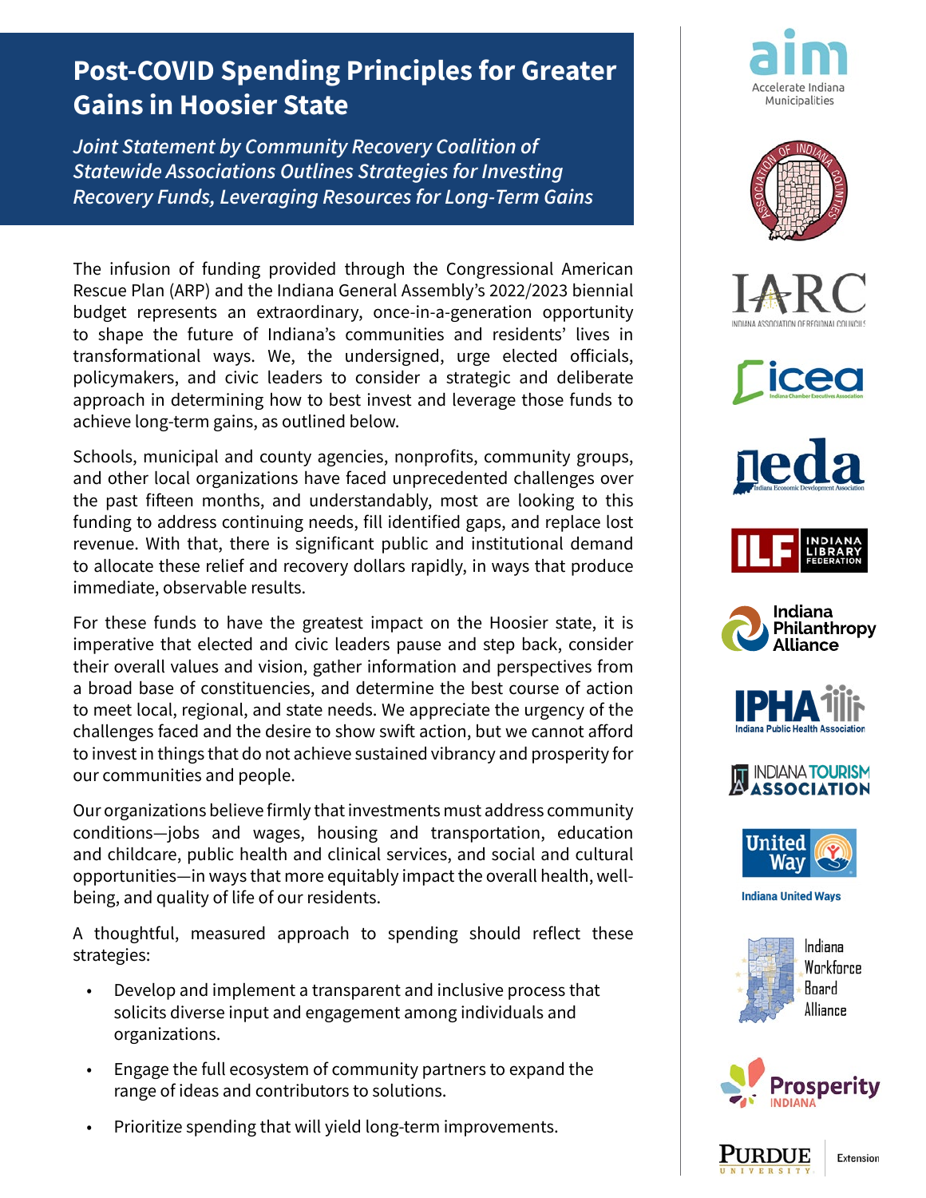# Post-COVID Spending Principles for Greater Gains in Hoosier State

*Joint Statement by Community Recovery Coalition of Statewide Associations Outlines Strategies for Investing Recovery Funds, Leveraging Resources for Long-Term Gains*

The infusion of funding provided through the Congressional American Rescue Plan (ARP) and the Indiana General Assembly's 2022/2023 biennial budget represents an extraordinary, once-in-a-generation opportunity to shape the future of Indiana's communities and residents' lives in transformational ways. We, the undersigned, urge elected officials, policymakers, and civic leaders to consider a strategic and deliberate approach in determining how to best invest and leverage those funds to achieve long-term gains, as outlined below.

Schools, municipal and county agencies, nonprofits, community groups, and other local organizations have faced unprecedented challenges over the past fifteen months, and understandably, most are looking to this funding to address continuing needs, fill identified gaps, and replace lost revenue. With that, there is significant public and institutional demand to allocate these relief and recovery dollars rapidly, in ways that produce immediate, observable results.

For these funds to have the greatest impact on the Hoosier state, it is imperative that elected and civic leaders pause and step back, consider their overall values and vision, gather information and perspectives from a broad base of constituencies, and determine the best course of action to meet local, regional, and state needs. We appreciate the urgency of the challenges faced and the desire to show swift action, but we cannot afford to invest in things that do not achieve sustained vibrancy and prosperity for our communities and people.

Our organizations believe firmly that investments must address community conditions—jobs and wages, housing and transportation, education and childcare, public health and clinical services, and social and cultural opportunities—in ways that more equitably impact the overall health, well-being, and quality of life of our residents.

A thoughtful, measured approach to spending should reflect these strategies:

- Develop and implement a transparent and inclusive process that solicits diverse input and engagement among individuals and organizations.
- Engage the full ecosystem of community partners to expand the range of ideas and contributors to solutions.
- Prioritize spending that will yield long-term improvements.

aim – Accelerate Indiana Municipalities

Association of Indiana Counties

IARC – Indiana Association of Regional Councils

icea – Indiana Chamber Executives Association

ieda – Indiana Economic Development Association

ILF – Indiana Library Federation

Indiana Philanthropy Alliance

IPHA – Indiana Public Health Association

Indiana Tourism Association

Indiana United Ways

Indiana Workforce Board Alliance

Prosperity Indiana

Purdue University Extension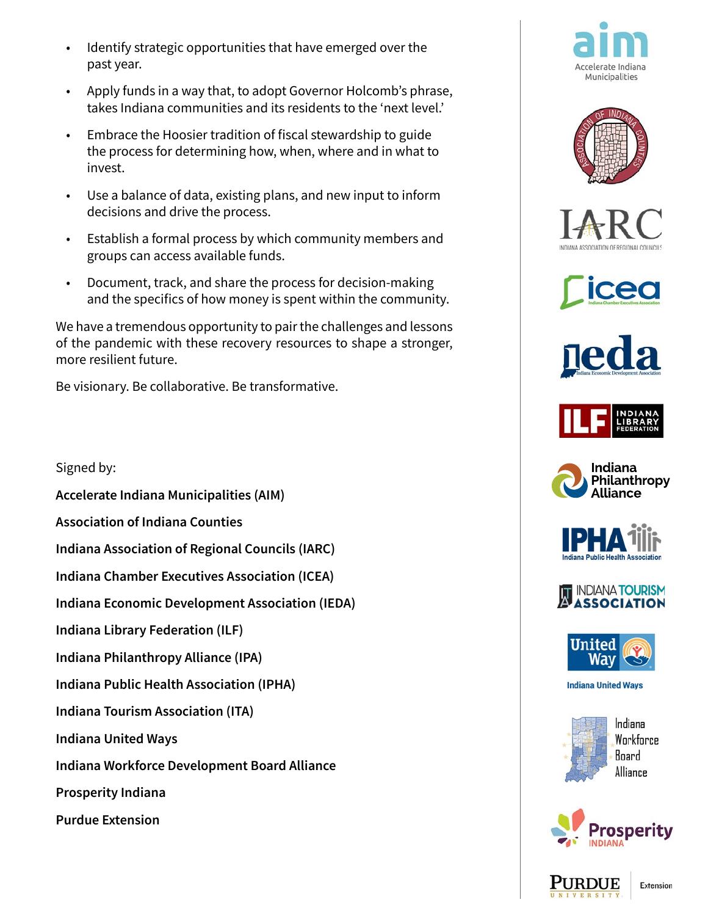- Identify strategic opportunities that have emerged over the past year.
- Apply funds in a way that, to adopt Governor Holcomb's phrase, takes Indiana communities and its residents to the 'next level.'
- Embrace the Hoosier tradition of fiscal stewardship to guide the process for determining how, when, where and in what to invest.
- Use a balance of data, existing plans, and new input to inform decisions and drive the process.
- Establish a formal process by which community members and groups can access available funds.
- Document, track, and share the process for decision-making and the specifics of how money is spent within the community.

We have a tremendous opportunity to pair the challenges and lessons of the pandemic with these recovery resources to shape a stronger, more resilient future.

Be visionary. Be collaborative. Be transformative.

Signed by:

**Accelerate Indiana Municipalities (AIM)**

**Association of Indiana Counties**

**Indiana Association of Regional Councils (IARC)**

**Indiana Chamber Executives Association (ICEA)**

**Indiana Economic Development Association (IEDA)**

**Indiana Library Federation (ILF)**

**Indiana Philanthropy Alliance (IPA)**

**Indiana Public Health Association (IPHA)**

**Indiana Tourism Association (ITA)**

**Indiana United Ways**

**Indiana Workforce Development Board Alliance**

**Prosperity Indiana**

**Purdue Extension**